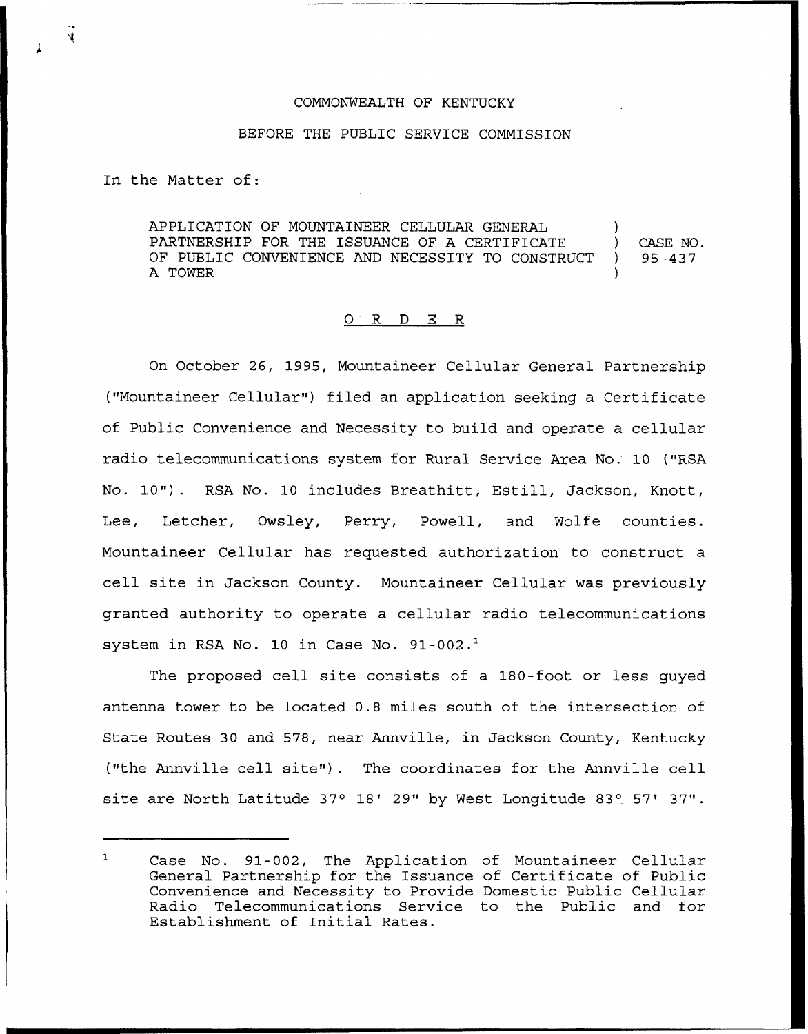COMMONWEALTH OF KENTUCKY

BEFORE THE PUBLIC SERVICE COMMISSION

In the Matter of:

APPLICATION OF MOUNTAINEER CELLULAR GENERAL PARTNERSHIP FOR THE ISSUANCE OF A CERTIFICATE OF PUBLIC CONVENIENCE AND NECESSITY TO CONSTRUCT A TOWER ) CASE NO. 95-437

# ORDER

On October 26, 1995, Mountaineer Cellular General Partnership ("Mountaineer Cellular") filed an application seeking a Certificate of Public Convenience and Necessity to build and operate a cellular radio telecommunications system for Rural Service Area No. 10 ("RSA No. 10"). RSA No. 10 includes Breathitt, Estill, Jackson, Knott, Lee, Letcher, Owsley, Perry, Powell, and Wolfe counties. Mountaineer Cellular has requested authorization to construct a cell site in Jackson County. Mountaineer Cellular was previously granted authority to operate a cellular radio telecommunications system in RSA No. 10 in Case No. 91-002.[1]

The proposed cell site consists of a 180-foot or less guyed antenna tower to be located 0.8 miles south of the intersection of State Routes 30 and 578, near Annville, in Jackson County, Kentucky ("the Annville cell site"). The coordinates for the Annville cell site are North Latitude 37° 18' 29" by West Longitude 83° 57' 37".

[1] Case No. 91-002, The Application of Mountaineer Cellular General Partnership for the Issuance of Certificate of Public Convenience and Necessity to Provide Domestic Public Cellular Radio Telecommunications Service to the Public and for Establishment of Initial Rates.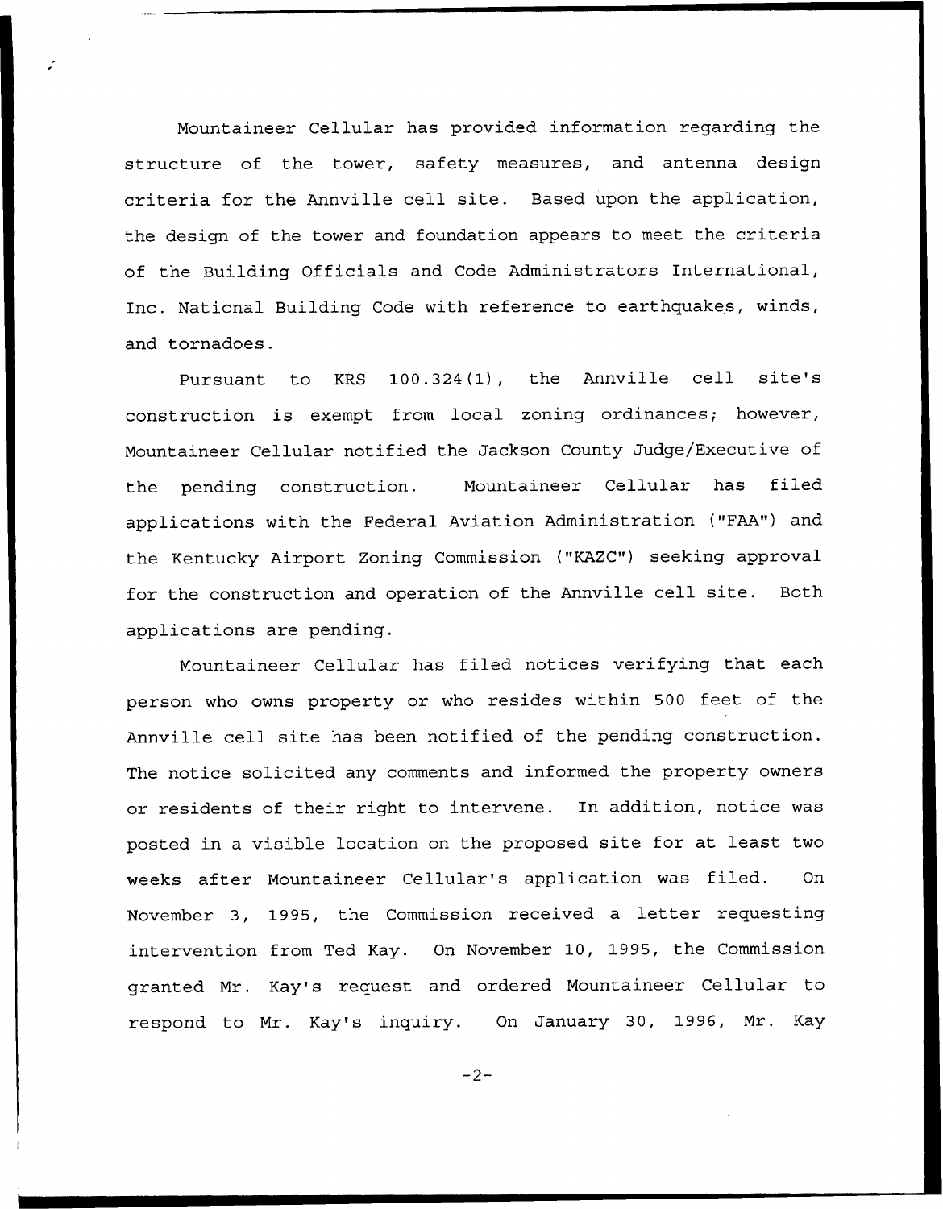Mountaineer Cellular has provided information regarding the structure of the tower, safety measures, and antenna design criteria for the Annville cell site. Based upon the application, the design of the tower and foundation appears to meet the criteria of the Building Officials and Code Administrators International, Inc. National Building Code with reference to earthquakes, winds, and tornadoes.

Pursuant to KRS 100.324(1), the Annville cell site's construction is exempt from local zoning ordinances; however, Mountaineer Cellular notified the Jackson County Judge/Executive of the pending construction. Mountaineer Cellular has filed applications with the Federal Aviation Administration ("FAA") and the Kentucky Airport Zoning Commission ("KAZC") seeking approval for the construction and operation of the Annville cell site. Both applications are pending.

Mountaineer Cellular has filed notices verifying that each person who owns property or who resides within 500 feet of the Annville cell site has been notified of the pending construction. The notice solicited any comments and informed the property owners or residents of their right to intervene. In addition, notice was posted in a visible location on the proposed site for at least two weeks after Mountaineer Cellular's application was filed. On November 3, 1995, the Commission received a letter requesting intervention from Ted Kay. On November 10, 1995, the Commission granted Mr. Kay's request and ordered Mountaineer Cellular to respond to Mr. Kay's inquiry. On January 30, 1996, Mr. Kay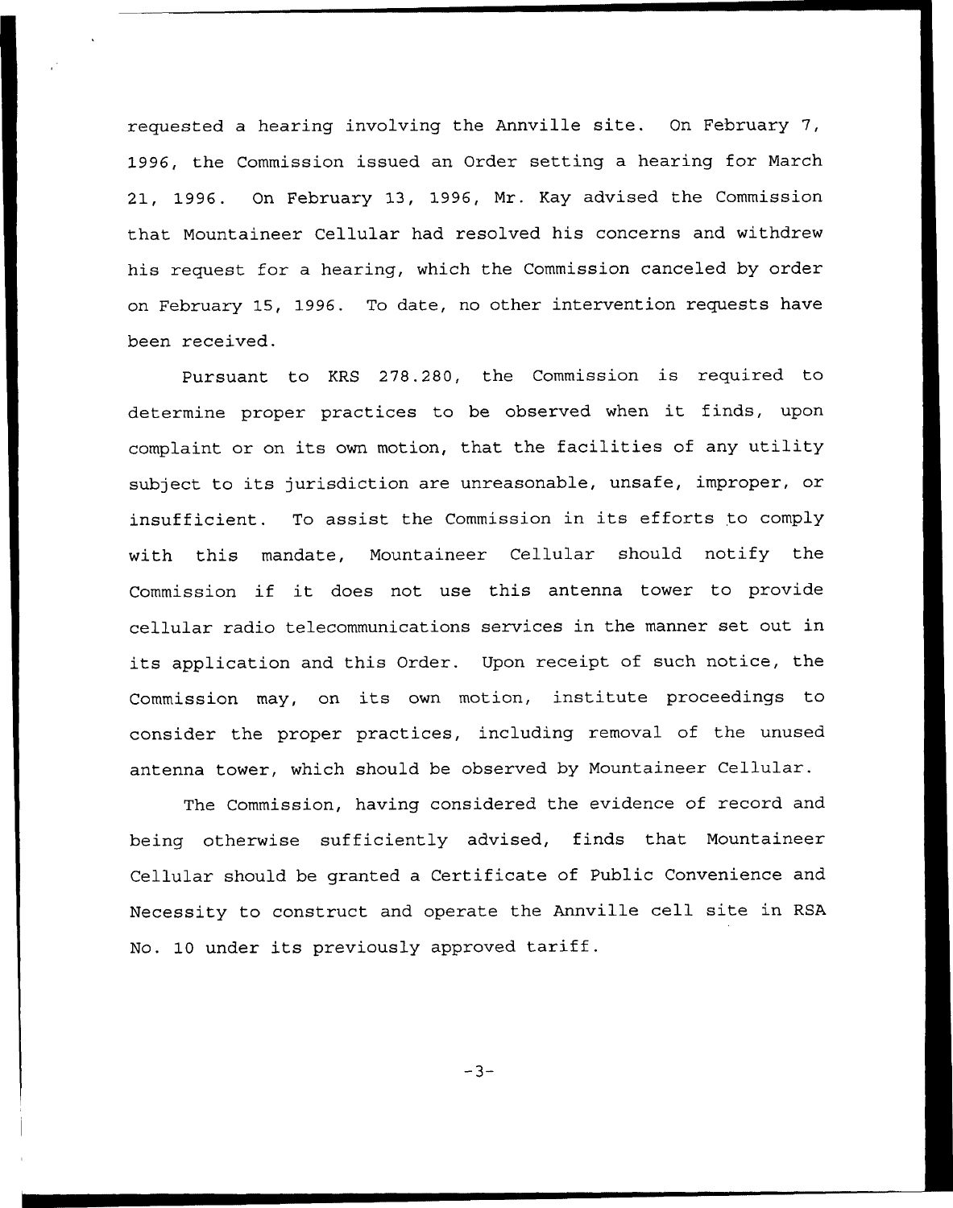requested a hearing involving the Annville site. On February 7, 1996, the Commission issued an Order setting a hearing for March 21, 1996. On February 13, 1996, Mr. Kay advised the Commission that Mountaineer Cellular had resolved his concerns and withdrew his request for a hearing, which the Commission canceled by order on February 15, 1996. To date, no other intervention requests have been received.

Pursuant to KRS 278.280, the Commission is required to determine proper practices to be observed when it finds, upon complaint or on its own motion, that the facilities of any utility subject to its jurisdiction are unreasonable, unsafe, improper, or insufficient. To assist the Commission in its efforts to comply with this mandate, Mountaineer Cellular should notify the Commission if it does not use this antenna tower to provide cellular radio telecommunications services in the manner set out in its application and this Order. Upon receipt of such notice, the Commission may, on its own motion, institute proceedings to consider the proper practices, including removal of the unused antenna tower, which should be observed by Mountaineer Cellular.

The Commission, having considered the evidence of record and being otherwise sufficiently advised, finds that Mountaineer Cellular should be granted a Certificate of Public Convenience and Necessity to construct and operate the Annville cell site in RSA No. 10 under its previously approved tariff.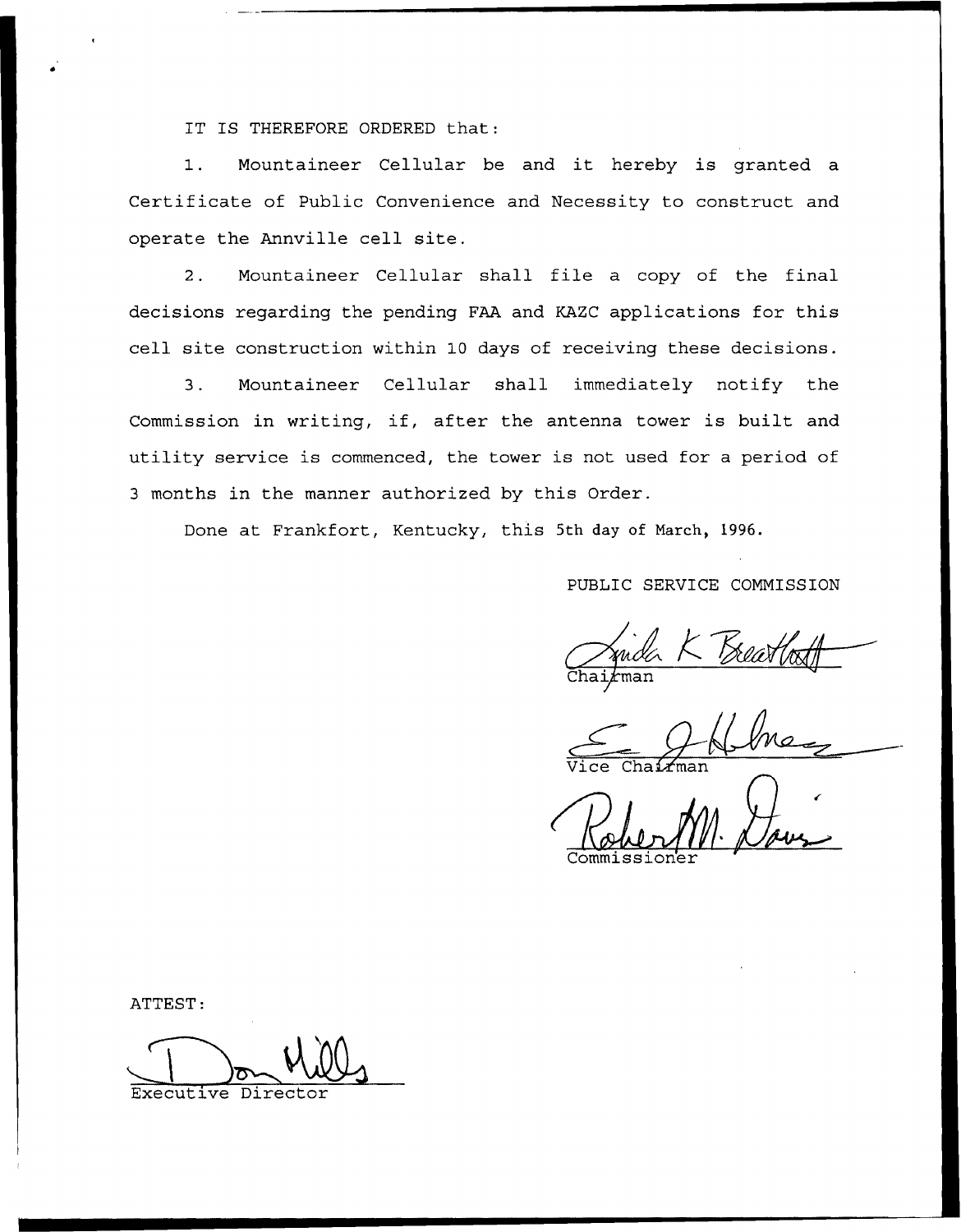IT IS THEREFORE ORDERED that:

1. Mountaineer Cellular be and it hereby is granted a Certificate of Public Convenience and Necessity to construct and operate the Annville cell site.

2. Mountaineer Cellular shall file a copy of the final decisions regarding the pending FAA and KAZC applications for this cell site construction within 10 days of receiving these decisions.

3. Mountaineer Cellular shall immediately notify the Commission in writing, if, after the antenna tower is built and utility service is commenced, the tower is not used for a period of 3 months in the manner authorized by this Order.

Done at Frankfort, Kentucky, this 5th day of March, 1996.

PUBLIC SERVICE COMMISSION

Chairman

Vice Chairman

Commissioner

ATTEST:

Executive Director